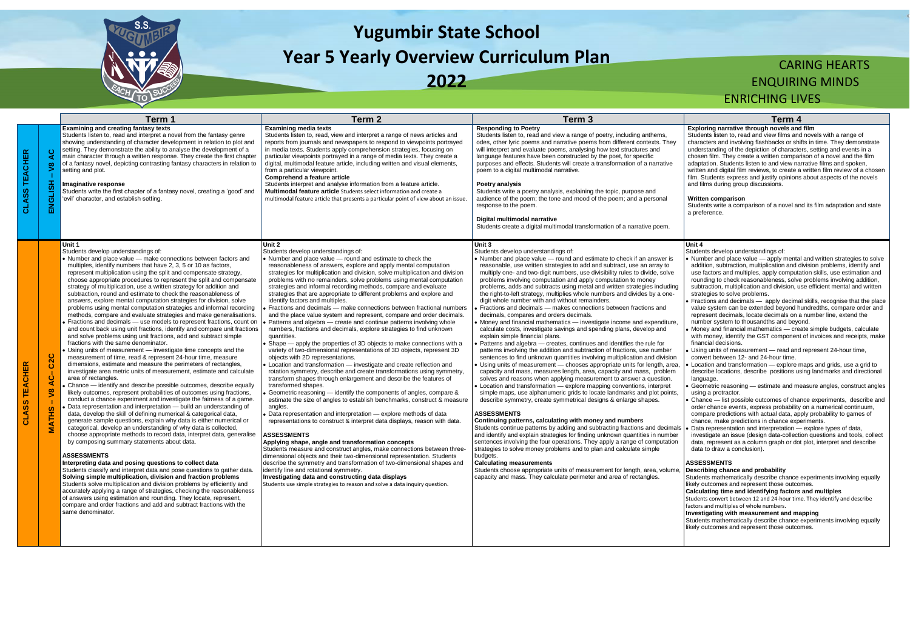# Yugumbir State School

## Year 5 Yearly Overview Curriculum Plan

## 2022

CARING HEARTS
ENQUIRING MINDS
ENRICHING LIVES

| | | Term 1 | Term 2 | Term 3 | Term 4 |
|---|---|---|---|---|---|
| CLASS TEACHER | ENGLISH – V8 AC | **Examining and creating fantasy texts**<br>Students listen to, read and interpret a novel from the fantasy genre showing understanding of character development in relation to plot and setting. They demonstrate the ability to analyse the development of a main character through a written response. They create the first chapter of a fantasy novel, depicting contrasting fantasy characters in relation to setting and plot.<br><br>**Imaginative response**<br>Students write the first chapter of a fantasy novel, creating a 'good' and 'evil' character, and establish setting. | **Examining media texts**<br>Students listen to, read, view and interpret a range of news articles and reports from journals and newspapers to respond to viewpoints portrayed in media texts. Students apply comprehension strategies, focusing on particular viewpoints portrayed in a range of media texts. They create a digital, multimodal feature article, including written and visual elements, from a particular viewpoint.<br>**Comprehend a feature article**<br>Students interpret and analyse information from a feature article.<br>**Multimodal feature article** Students select information and create a multimodal feature article that presents a particular point of view about an issue. | **Responding to Poetry**<br>Students listen to, read and view a range of poetry, including anthems, odes, other lyric poems and narrative poems from different contexts. They will interpret and evaluate poems, analysing how text structures and language features have been constructed by the poet, for specific purposes and effects. Students will create a transformation of a narrative poem to a digital multimodal narrative.<br><br>**Poetry analysis**<br>Students write a poetry analysis, explaining the topic, purpose and audience of the poem; the tone and mood of the poem; and a personal response to the poem.<br><br>**Digital multimodal narrative**<br>Students create a digital multimodal transformation of a narrative poem. | **Exploring narrative through novels and film**<br>Students listen to, read and view films and novels with a range of characters and involving flashbacks or shifts in time. They demonstrate understanding of the depiction of characters, setting and events in a chosen film. They create a written comparison of a novel and the film adaptation. Students listen to and view narrative films and spoken, written and digital film reviews, to create a written film review of a chosen film. Students express and justify opinions about aspects of the novels and films during group discussions.<br><br>**Written comparison**<br>Students write a comparison of a novel and its film adaptation and state a preference. |
| CLASS TEACHER | MATHS – V8 AC– C2C | **Unit 1**<br>Students develop understandings of:<br>• Number and place value — make connections between factors and multiples, identify numbers that have 2, 3, 5 or 10 as factors, represent multiplication using the split and compensate strategy, choose appropriate procedures to represent the split and compensate strategy of multiplication, use a written strategy for addition and subtraction, round and estimate to check the reasonableness of answers, explore mental computation strategies for division, solve problems using mental computation strategies and informal recording methods, compare and evaluate strategies and make generalisations.<br>• Fractions and decimals — use models to represent fractions, count on and count back using unit fractions, identify and compare unit fractions and solve problems using unit fractions, add and subtract simple fractions with the same denominator.<br>• Using units of measurement — investigate time concepts and the measurement of time, read & represent 24-hour time, measure dimensions, estimate and measure the perimeters of rectangles, investigate area metric units of measurement, estimate and calculate area of rectangles.<br>• Chance — identify and describe possible outcomes, describe equally likely outcomes, represent probabilities of outcomes using fractions, conduct a chance experiment and investigate the fairness of a game.<br>• Data representation and interpretation — build an understanding of data, develop the skill of defining numerical & categorical data, generate sample questions, explain why data is either numerical or categorical, develop an understanding of why data is collected, choose appropriate methods to record data, interpret data, generalise by composing summary statements about data.<br><br>**ASSESSMENTS**<br>**Interpreting data and posing questions to collect data**<br>Students classify and interpret data and pose questions to gather data.<br>**Solving simple multiplication, division and fraction problems**<br>Students solve multiplication and division problems by efficiently and accurately applying a range of strategies, checking the reasonableness of answers using estimation and rounding. They locate, represent, compare and order fractions and add and subtract fractions with the same denominator. | **Unit 2**<br>Students develop understandings of:<br>• Number and place value — round and estimate to check the reasonableness of answers, explore and apply mental computation strategies for multiplication and division, solve multiplication and division problems with no remainders, solve problems using mental computation strategies and informal recording methods, compare and evaluate strategies that are appropriate to different problems and explore and identify factors and multiples.<br>• Fractions and decimals — make connections between fractional numbers and the place value system and represent, compare and order decimals.<br>• Patterns and algebra — create and continue patterns involving whole numbers, fractions and decimals, explore strategies to find unknown quantities.<br>• Shape — apply the properties of 3D objects to make connections with a variety of two-dimensional representations of 3D objects, represent 3D objects with 2D representations.<br>• Location and transformation — investigate and create reflection and rotation symmetry, describe and create transformations using symmetry, transform shapes through enlargement and describe the features of transformed shapes.<br>• Geometric reasoning — identify the components of angles, compare & estimate the size of angles to establish benchmarks, construct & measure angles.<br>• Data representation and interpretation — explore methods of data representations to construct & interpret data displays, reason with data.<br><br>**ASSESSMENTS**<br>**Applying shape, angle and transformation concepts**<br>Students measure and construct angles, make connections between three-dimensional objects and their two-dimensional representation. Students describe the symmetry and transformation of two-dimensional shapes and identify line and rotational symmetry.<br>**Investigating data and constructing data displays**<br>Students use simple strategies to reason and solve a data inquiry question. | **Unit 3**<br>Students develop understandings of:<br>• Number and place value — round and estimate to check if an answer is reasonable, use written strategies to add and subtract, use an array to multiply one- and two-digit numbers, use divisibility rules to divide, solve problems involving computation and apply computation to money problems, adds and subtracts using metal and written strategies including the right-to-left strategy, multiplies whole numbers and divides by a one-digit whole number with and without remainders.<br>• Fractions and decimals — makes connections between fractions and decimals, compares and orders decimals.<br>• Money and financial mathematics — investigate income and expenditure, calculate costs, investigate savings and spending plans, develop and explain simple financial plans.<br>• Patterns and algebra — creates, continues and identifies the rule for patterns involving the addition and subtraction of fractions, use number sentences to find unknown quantities involving multiplication and division<br>• Using units of measurement — chooses appropriate units for length, area, capacity and mass, measures length, area, capacity and mass, problem solves and reasons when applying measurement to answer a question.<br>• Location and transformation — explore mapping conventions, interpret simple maps, use alphanumeric grids to locate landmarks and plot points, describe symmetry, create symmetrical designs & enlarge shapes.<br><br>**ASSESSMENTS**<br>**Continuing patterns, calculating with money and numbers**<br>Students continue patterns by adding and subtracting fractions and decimals and identify and explain strategies for finding unknown quantities in number sentences involving the four operations. They apply a range of computation strategies to solve money problems and to plan and calculate simple budgets.<br>**Calculating measurements**<br>Students choose appropriate units of measurement for length, area, volume, capacity and mass. They calculate perimeter and area of rectangles. | **Unit 4**<br>Students develop understandings of:<br>• Number and place value — apply mental and written strategies to solve addition, subtraction, multiplication and division problems, identify and use factors and multiples, apply computation skills, use estimation and rounding to check reasonableness, solve problems involving addition, subtraction, multiplication and division, use efficient mental and written strategies to solve problems.<br>• Fractions and decimals — apply decimal skills, recognise that the place value system can be extended beyond hundredths, compare order and represent decimals, locate decimals on a number line, extend the number system to thousandths and beyond.<br>• Money and financial mathematics — create simple budgets, calculate with money, identify the GST component of invoices and receipts, make financial decisions.<br>• Using units of measurement — read and represent 24-hour time, convert between 12- and 24-hour time.<br>• Location and transformation — explore maps and grids, use a grid to describe locations, describe positions using landmarks and directional language.<br>• Geometric reasoning — estimate and measure angles, construct angles using a protractor.<br>• Chance — list possible outcomes of chance experiments, describe and order chance events, express probability on a numerical continuum, compare predictions with actual data, apply probability to games of chance, make predictions in chance experiments.<br>• Data representation and interpretation — explore types of data, investigate an issue (design data-collection questions and tools, collect data, represent as a column graph or dot plot, interpret and describe data to draw a conclusion).<br><br>**ASSESSMENTS**<br>**Describing chance and probability**<br>Students mathematically describe chance experiments involving equally likely outcomes and represent those outcomes.<br>**Calculating time and identifying factors and multiples**<br>Students convert between 12 and 24-hour time. They identify and describe factors and multiples of whole numbers.<br>**Investigating with measurement and mapping**<br>Students mathematically describe chance experiments involving equally likely outcomes and represent those outcomes. |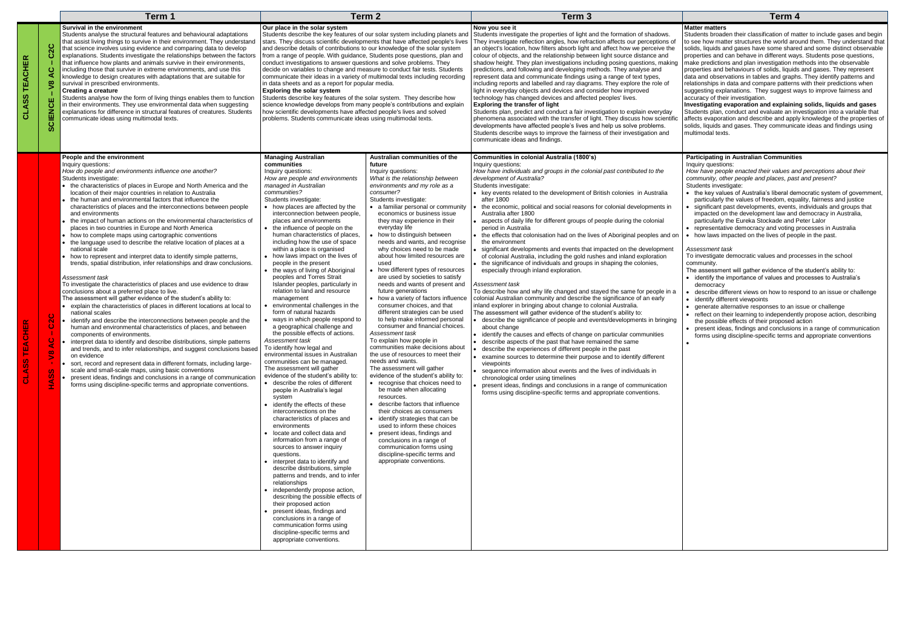| | | Term 1 | Term 2 | | Term 3 | Term 4 |
|---|---|---|---|---|---|---|
| CLASS TEACHER | SCIENCE – V8 AC – C2C | **Survival in the environment**<br>Students analyse the structural features and behavioural adaptations that assist living things to survive in their environment. They understand that science involves using evidence and comparing data to develop explanations. Students investigate the relationships between the factors that influence how plants and animals survive in their environments, including those that survive in extreme environments, and use this knowledge to design creatures with adaptations that are suitable for survival in prescribed environments.<br>**Creating a creature**<br>Students analyse how the form of living things enables them to function in their environments. They use environmental data when suggesting explanations for difference in structural features of creatures. Students communicate ideas using multimodal texts. | **Our place in the solar system**<br>Students describe the key features of our solar system including planets and stars. They discuss scientific developments that have affected people's lives and describe details of contributions to our knowledge of the solar system from a range of people. With guidance, Students pose questions, plan and conduct investigations to answer questions and solve problems. They decide on variables to change and measure to conduct fair tests. Students communicate their ideas in a variety of multimodal texts including recording in data sheets and as a report for popular media.<br>**Exploring the solar system**<br>Students describe key features of the solar system. They describe how science knowledge develops from many people's contributions and explain how scientific developments have affected people's lives and solved problems. Students communicate ideas using multimodal texts. | | **Now you see it**<br>Students investigate the properties of light and the formation of shadows. They investigate reflection angles, how refraction affects our perceptions of an object's location, how filters absorb light and affect how we perceive the colour of objects, and the relationship between light source distance and shadow height. They plan investigations including posing questions, making predictions, and following and developing methods. They analyse and represent data and communicate findings using a range of text types, including reports and labelled and ray diagrams. They explore the role of light in everyday objects and devices and consider how improved technology has changed devices and affected peoples' lives.<br>**Exploring the transfer of light**<br>Students plan, predict and conduct a fair investigation to explain everyday phenomena associated with the transfer of light. They discuss how scientific developments have affected people's lives and help us solve problems. Students describe ways to improve the fairness of their investigation and communicate ideas and findings. | **Matter matters**<br>Students broaden their classification of matter to include gases and begin to see how matter structures the world around them. They understand that solids, liquids and gases have some shared and some distinct observable properties and can behave in different ways. Students pose questions, make predictions and plan investigation methods into the observable properties and behaviours of solids, liquids and gases. They represent data and observations in tables and graphs. They identify patterns and relationships in data and compare patterns with their predictions when suggesting explanations. They suggest ways to improve fairness and accuracy of their investigation.<br>**Investigating evaporation and explaining solids, liquids and gases**<br>Students plan, conduct and evaluate an investigation into a variable that affects evaporation and describe and apply knowledge of the properties of solids, liquids and gases. They communicate ideas and findings using multimodal texts. |
| CLASS TEACHER | HASS - V8 AC – C2C | **People and the environment**<br>Inquiry questions:<br>*How do people and environments influence one another?*<br>Students investigate:<br>• the characteristics of places in Europe and North America and the location of their major countries in relation to Australia<br>• the human and environmental factors that influence the characteristics of places and the interconnections between people and environments<br>• the impact of human actions on the environmental characteristics of places in two countries in Europe and North America<br>• how to complete maps using cartographic conventions<br>• the language used to describe the relative location of places at a national scale<br>• how to represent and interpret data to identify simple patterns, trends, spatial distribution, infer relationships and draw conclusions.<br><br>*Assessment task*<br>To investigate the characteristics of places and use evidence to draw conclusions about a preferred place to live.<br>The assessment will gather evidence of the student's ability to:<br>• explain the characteristics of places in different locations at local to national scales<br>• identify and describe the interconnections between people and the human and environmental characteristics of places, and between components of environments.<br>• interpret data to identify and describe distributions, simple patterns and trends, and to infer relationships, and suggest conclusions based on evidence<br>• sort, record and represent data in different formats, including large-scale and small-scale maps, using basic conventions<br>• present ideas, findings and conclusions in a range of communication forms using discipline-specific terms and appropriate conventions. | **Managing Australian communities**<br>Inquiry questions:<br>*How are people and environments managed in Australian communities?*<br>Students investigate:<br>• how places are affected by the interconnection between people, places and environments<br>• the influence of people on the human characteristics of places, including how the use of space within a place is organised<br>• how laws impact on the lives of people in the present<br>• the ways of living of Aboriginal peoples and Torres Strait Islander peoples, particularly in relation to land and resource management<br>• environmental challenges in the form of natural hazards<br>• ways in which people respond to a geographical challenge and the possible effects of actions.<br>*Assessment task*<br>To identify how legal and environmental issues in Australian communities can be managed.<br>The assessment will gather evidence of the student's ability to:<br>• describe the roles of different people in Australia's legal system<br>• identify the effects of these interconnections on the characteristics of places and environments<br>• locate and collect data and information from a range of sources to answer inquiry questions.<br>• interpret data to identify and describe distributions, simple patterns and trends, and to infer relationships<br>• independently propose action, describing the possible effects of their proposed action<br>• present ideas, findings and conclusions in a range of communication forms using discipline-specific terms and appropriate conventions. | **Australian communities of the future**<br>Inquiry questions:<br>*What is the relationship between environments and my role as a consumer?*<br>Students investigate:<br>• a familiar personal or community economics or business issue they may experience in their everyday life<br>• how to distinguish between needs and wants, and recognise why choices need to be made about how limited resources are used<br>• how different types of resources are used by societies to satisfy needs and wants of present and future generations<br>• how a variety of factors influence consumer choices, and that different strategies can be used to help make informed personal consumer and financial choices.<br>*Assessment task*<br>To explain how people in communities make decisions about the use of resources to meet their needs and wants.<br>The assessment will gather evidence of the student's ability to:<br>• recognise that choices need to be made when allocating resources.<br>• describe factors that influence their choices as consumers<br>• identify strategies that can be used to inform these choices<br>• present ideas, findings and conclusions in a range of communication forms using discipline-specific terms and appropriate conventions. | **Communities in colonial Australia (1800's)**<br>Inquiry questions:<br>*How have individuals and groups in the colonial past contributed to the development of Australia?*<br>Students investigate:<br>• key events related to the development of British colonies in Australia after 1800<br>• the economic, political and social reasons for colonial developments in Australia after 1800<br>• aspects of daily life for different groups of people during the colonial period in Australia<br>• the effects that colonisation had on the lives of Aboriginal peoples and on the environment<br>• significant developments and events that impacted on the development of colonial Australia, including the gold rushes and inland exploration<br>• the significance of individuals and groups in shaping the colonies, especially through inland exploration.<br><br>*Assessment task*<br>To describe how and why life changed and stayed the same for people in a colonial Australian community and describe the significance of an early inland explorer in bringing about change to colonial Australia.<br>The assessment will gather evidence of the student's ability to:<br>• describe the significance of people and events/developments in bringing about change<br>• identify the causes and effects of change on particular communities<br>• describe aspects of the past that have remained the same<br>• describe the experiences of different people in the past<br>• examine sources to determine their purpose and to identify different viewpoints<br>• sequence information about events and the lives of individuals in chronological order using timelines<br>• present ideas, findings and conclusions in a range of communication forms using discipline-specific terms and appropriate conventions. | **Participating in Australian Communities**<br>Inquiry questions:<br>*How have people enacted their values and perceptions about their community, other people and places, past and present?*<br>Students investigate:<br>• the key values of Australia's liberal democratic system of government, particularly the values of freedom, equality, fairness and justice<br>• significant past developments, events, individuals and groups that impacted on the development law and democracy in Australia, particularly the Eureka Stockade and Peter Lalor<br>• representative democracy and voting processes in Australia<br>• how laws impacted on the lives of people in the past.<br><br>*Assessment task*<br>To investigate democratic values and processes in the school community.<br>The assessment will gather evidence of the student's ability to:<br>• identify the importance of values and processes to Australia's democracy<br>• describe different views on how to respond to an issue or challenge<br>• identify different viewpoints<br>• generate alternative responses to an issue or challenge<br>• reflect on their learning to independently propose action, describing the possible effects of their proposed action<br>• present ideas, findings and conclusions in a range of communication forms using discipline-specific terms and appropriate conventions |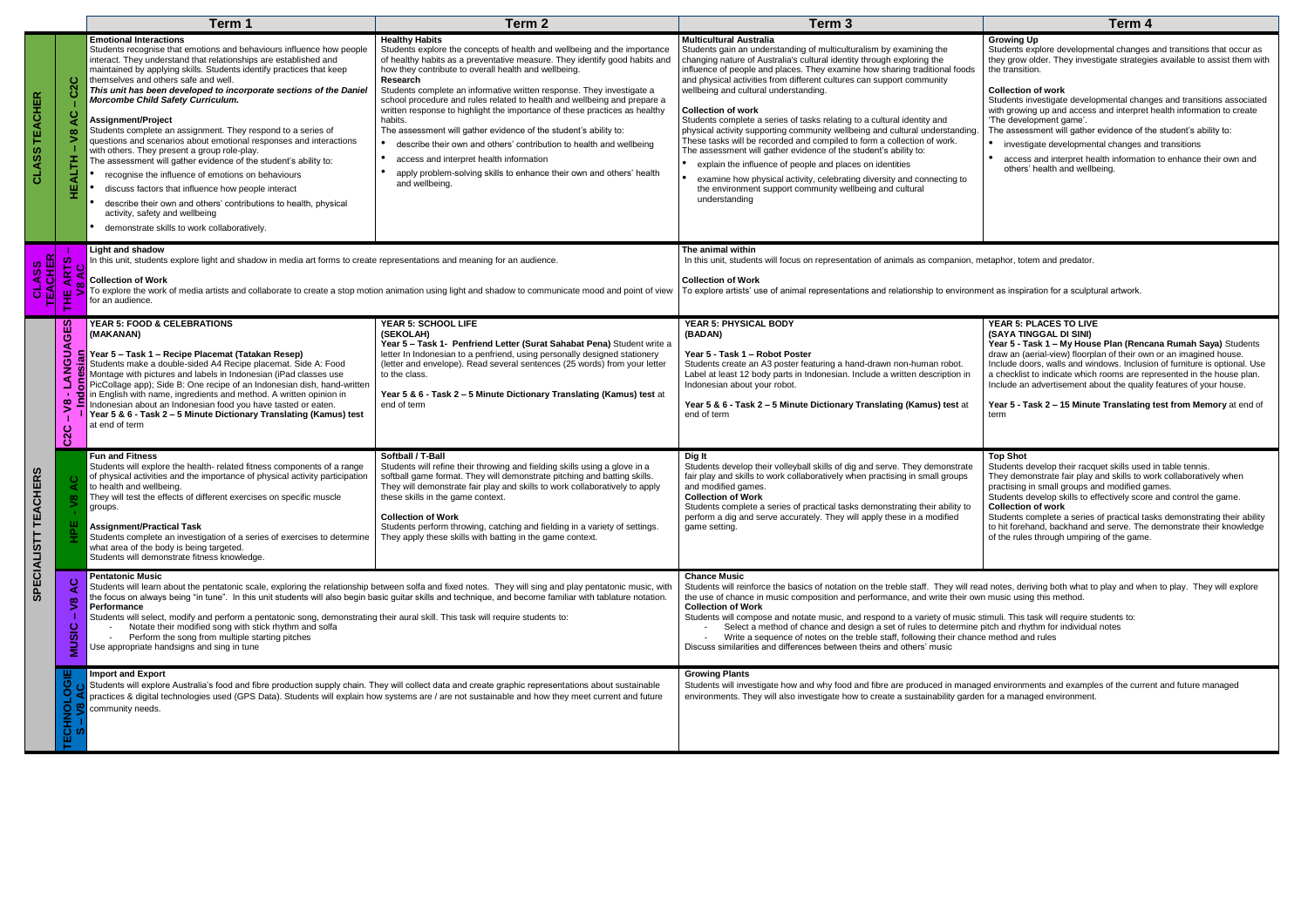| | | Term 1 | Term 2 | Term 3 | Term 4 |
|---|---|---|---|---|---|
| CLASS TEACHER | HEALTH – V8 AC – C2C | **Emotional Interactions**<br>Students recognise that emotions and behaviours influence how people interact. They understand that relationships are established and maintained by applying skills. Students identify practices that keep themselves and others safe and well.<br>***This unit has been developed to incorporate sections of the Daniel Morcombe Child Safety Curriculum.***<br><br>**Assignment/Project**<br>Students complete an assignment. They respond to a series of questions and scenarios about emotional responses and interactions with others. They present a group role-play.<br>The assessment will gather evidence of the student's ability to:<br>• recognise the influence of emotions on behaviours<br>• discuss factors that influence how people interact<br>• describe their own and others' contributions to health, physical activity, safety and wellbeing<br>• demonstrate skills to work collaboratively. | **Healthy Habits**<br>Students explore the concepts of health and wellbeing and the importance of healthy habits as a preventative measure. They identify good habits and how they contribute to overall health and wellbeing.<br>**Research**<br>Students complete an informative written response. They investigate a school procedure and rules related to health and wellbeing and prepare a written response to highlight the importance of these practices as healthy habits.<br>The assessment will gather evidence of the student's ability to:<br>• describe their own and others' contribution to health and wellbeing<br>• access and interpret health information<br>• apply problem-solving skills to enhance their own and others' health and wellbeing. | **Multicultural Australia**<br>Students gain an understanding of multiculturalism by examining the changing nature of Australia's cultural identity through exploring the influence of people and places. They examine how sharing traditional foods and physical activities from different cultures can support community wellbeing and cultural understanding.<br><br>**Collection of work**<br>Students complete a series of tasks relating to a cultural identity and physical activity supporting community wellbeing and cultural understanding. These tasks will be recorded and compiled to form a collection of work.<br>The assessment will gather evidence of the student's ability to:<br>• explain the influence of people and places on identities<br>• examine how physical activity, celebrating diversity and connecting to the environment support community wellbeing and cultural understanding | **Growing Up**<br>Students explore developmental changes and transitions that occur as they grow older. They investigate strategies available to assist them with the transition.<br><br>**Collection of work**<br>Students investigate developmental changes and transitions associated with growing up and access and interpret health information to create 'The development game'.<br>The assessment will gather evidence of the student's ability to:<br>• investigate developmental changes and transitions<br>• access and interpret health information to enhance their own and others' health and wellbeing. |
| CLASS TEACHER | THE ARTS – V8 AC | **Light and shadow**<br>In this unit, students explore light and shadow in media art forms to create representations and meaning for an audience.<br><br>**Collection of Work**<br>To explore the work of media artists and collaborate to create a stop motion animation using light and shadow to communicate mood and point of view for an audience. | | **The animal within**<br>In this unit, students will focus on representation of animals as companion, metaphor, totem and predator.<br><br>**Collection of Work**<br>To explore artists' use of animal representations and relationship to environment as inspiration for a sculptural artwork. | |
| SPECIALISTT TEACHERS | C2C – V8 - LANGUAGES – Indonesian | **YEAR 5: FOOD & CELEBRATIONS (MAKANAN)**<br><br>**Year 5 – Task 1 – Recipe Placemat (Tatakan Resep)**<br>Students make a double-sided A4 Recipe placemat. Side A: Food Montage with pictures and labels in Indonesian (iPad classes use PicCollage app); Side B: One recipe of an Indonesian dish, hand-written in English with name, ingredients and method. A written opinion in Indonesian about an Indonesian food you have tasted or eaten.<br>**Year 5 & 6 - Task 2 – 5 Minute Dictionary Translating (Kamus) test** at end of term | **YEAR 5: SCHOOL LIFE (SEKOLAH)**<br>**Year 5 – Task 1- Penfriend Letter (Surat Sahabat Pena)** Student write a letter In Indonesian to a penfriend, using personally designed stationery (letter and envelope). Read several sentences (25 words) from your letter to the class.<br><br>**Year 5 & 6 - Task 2 – 5 Minute Dictionary Translating (Kamus) test** at end of term | **YEAR 5: PHYSICAL BODY (BADAN)**<br><br>**Year 5 - Task 1 – Robot Poster**<br>Students create an A3 poster featuring a hand-drawn non-human robot. Label at least 12 body parts in Indonesian. Include a written description in Indonesian about your robot.<br><br>**Year 5 & 6 - Task 2 – 5 Minute Dictionary Translating (Kamus) test** at end of term | **YEAR 5: PLACES TO LIVE (SAYA TINGGAL DI SINI)**<br>**Year 5 - Task 1 – My House Plan (Rencana Rumah Saya)** Students draw an (aerial-view) floorplan of their own or an imagined house. Include doors, walls and windows. Inclusion of furniture is optional. Use a checklist to indicate which rooms are represented in the house plan. Include an advertisement about the quality features of your house.<br><br>**Year 5 - Task 2 – 15 Minute Translating test from Memory** at end of term |
| | HPE - V8 AC | **Fun and Fitness**<br>Students will explore the health- related fitness components of a range of physical activities and the importance of physical activity participation to health and wellbeing.<br>They will test the effects of different exercises on specific muscle groups.<br><br>**Assignment/Practical Task**<br>Students complete an investigation of a series of exercises to determine what area of the body is being targeted.<br>Students will demonstrate fitness knowledge. | **Softball / T-Ball**<br>Students will refine their throwing and fielding skills using a glove in a softball game format. They will demonstrate pitching and batting skills. They will demonstrate fair play and skills to work collaboratively to apply these skills in the game context.<br><br>**Collection of Work**<br>Students perform throwing, catching and fielding in a variety of settings. They apply these skills with batting in the game context. | **Dig It**<br>Students develop their volleyball skills of dig and serve. They demonstrate fair play and skills to work collaboratively when practising in small groups and modified games.<br>**Collection of Work**<br>Students complete a series of practical tasks demonstrating their ability to perform a dig and serve accurately. They will apply these in a modified game setting. | **Top Shot**<br>Students develop their racquet skills used in table tennis.<br>They demonstrate fair play and skills to work collaboratively when practising in small groups and modified games.<br>Students develop skills to effectively score and control the game.<br>**Collection of work**<br>Students complete a series of practical tasks demonstrating their ability to hit forehand, backhand and serve. The demonstrate their knowledge of the rules through umpiring of the game. |
| | MUSIC – V8 AC | **Pentatonic Music**<br>Students will learn about the pentatonic scale, exploring the relationship between solfa and fixed notes. They will sing and play pentatonic music, with the focus on always being "in tune". In this unit students will also begin basic guitar skills and technique, and become familiar with tablature notation.<br>**Performance**<br>Students will select, modify and perform a pentatonic song, demonstrating their aural skill. This task will require students to:<br>- Notate their modified song with stick rhythm and solfa<br>- Perform the song from multiple starting pitches<br>Use appropriate handsigns and sing in tune | | **Chance Music**<br>Students will reinforce the basics of notation on the treble staff. They will read notes, deriving both what to play and when to play. They will explore the use of chance in music composition and performance, and write their own music using this method.<br>**Collection of Work**<br>Students will compose and notate music, and respond to a variety of music stimuli. This task will require students to:<br>- Select a method of chance and design a set of rules to determine pitch and rhythm for individual notes<br>- Write a sequence of notes on the treble staff, following their chance method and rules<br>Discuss similarities and differences between theirs and others' music | |
| | TECHNOLOGIES – V8 AC | **Import and Export**<br>Students will explore Australia's food and fibre production supply chain. They will collect data and create graphic representations about sustainable practices & digital technologies used (GPS Data). Students will explain how systems are / are not sustainable and how they meet current and future community needs. | | **Growing Plants**<br>Students will investigate how and why food and fibre are produced in managed environments and examples of the current and future managed environments. They will also investigate how to create a sustainability garden for a managed environment. | |